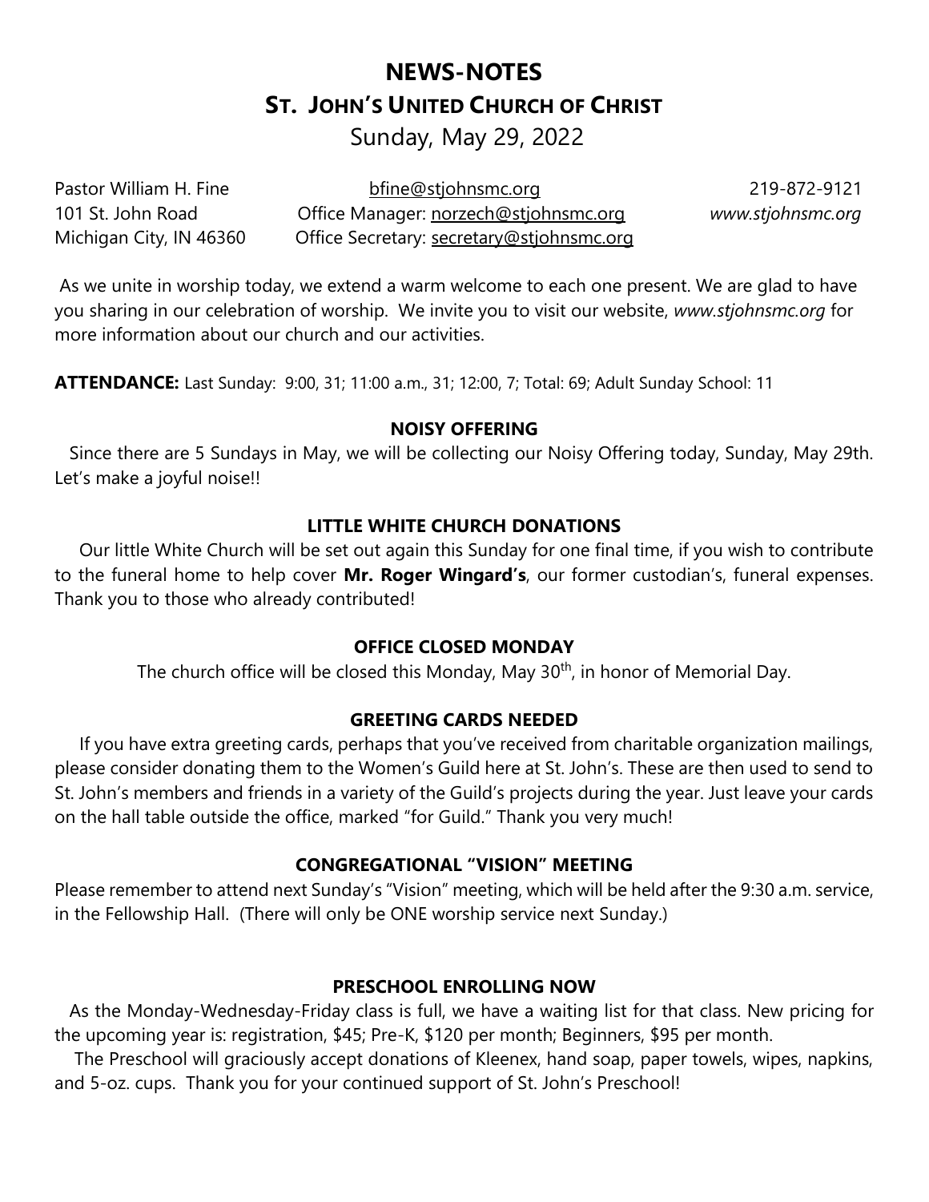# NEWS-NOTES

## ST. JOHN'S UNITED CHURCH OF CHRIST

Sunday, May 29, 2022

Pastor William H. Fine bfine@stjohnsmc.org 219-872-9121
101 St. John Road Office Manager: norzech@stjohnsmc.org *www.stjohnsmc.org*
Michigan City, IN 46360 Office Secretary: secretary@stjohnsmc.org

As we unite in worship today, we extend a warm welcome to each one present. We are glad to have you sharing in our celebration of worship. We invite you to visit our website, *www.stjohnsmc.org* for more information about our church and our activities.

**ATTENDANCE:** Last Sunday: 9:00, 31; 11:00 a.m., 31; 12:00, 7; Total: 69; Adult Sunday School: 11

### NOISY OFFERING

Since there are 5 Sundays in May, we will be collecting our Noisy Offering today, Sunday, May 29th. Let's make a joyful noise!!

### LITTLE WHITE CHURCH DONATIONS

Our little White Church will be set out again this Sunday for one final time, if you wish to contribute to the funeral home to help cover **Mr. Roger Wingard's**, our former custodian's, funeral expenses. Thank you to those who already contributed!

### OFFICE CLOSED MONDAY

The church office will be closed this Monday, May 30th, in honor of Memorial Day.

### GREETING CARDS NEEDED

If you have extra greeting cards, perhaps that you've received from charitable organization mailings, please consider donating them to the Women's Guild here at St. John's. These are then used to send to St. John's members and friends in a variety of the Guild's projects during the year. Just leave your cards on the hall table outside the office, marked "for Guild." Thank you very much!

### CONGREGATIONAL "VISION" MEETING

Please remember to attend next Sunday's "Vision" meeting, which will be held after the 9:30 a.m. service, in the Fellowship Hall. (There will only be ONE worship service next Sunday.)

### PRESCHOOL ENROLLING NOW

As the Monday-Wednesday-Friday class is full, we have a waiting list for that class. New pricing for the upcoming year is: registration, $45; Pre-K, $120 per month; Beginners, $95 per month.

The Preschool will graciously accept donations of Kleenex, hand soap, paper towels, wipes, napkins, and 5-oz. cups. Thank you for your continued support of St. John's Preschool!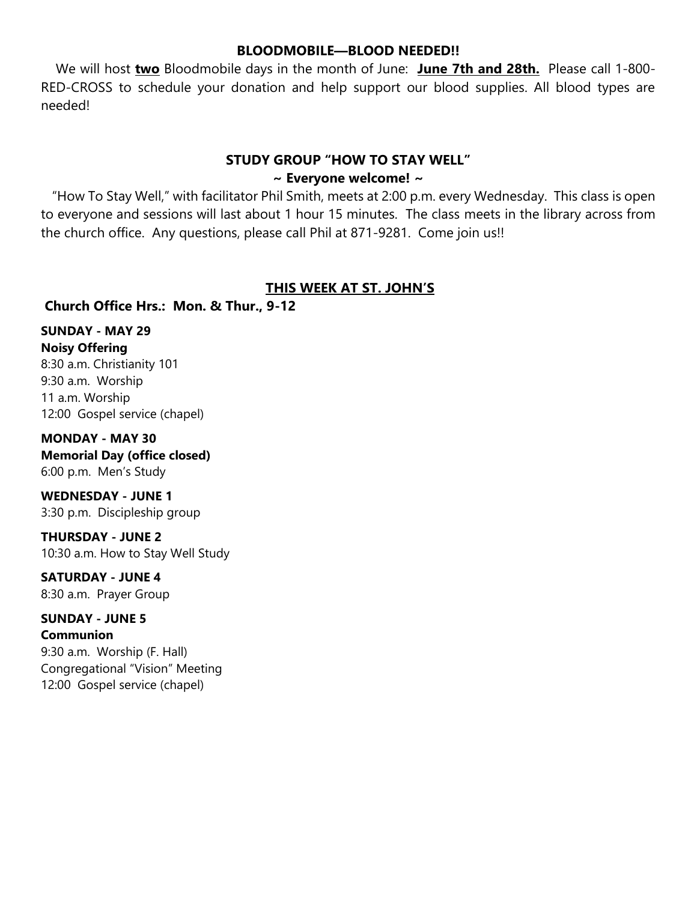## BLOODMOBILE—BLOOD NEEDED!!

We will host **two** Bloodmobile days in the month of June: **June 7th and 28th.** Please call 1-800-RED-CROSS to schedule your donation and help support our blood supplies. All blood types are needed!

## STUDY GROUP "HOW TO STAY WELL"

**~ Everyone welcome! ~**

"How To Stay Well," with facilitator Phil Smith, meets at 2:00 p.m. every Wednesday. This class is open to everyone and sessions will last about 1 hour 15 minutes. The class meets in the library across from the church office. Any questions, please call Phil at 871-9281. Come join us!!

## THIS WEEK AT ST. JOHN'S

**Church Office Hrs.: Mon. & Thur., 9-12**

**SUNDAY - MAY 29**
**Noisy Offering**
8:30 a.m. Christianity 101
9:30 a.m. Worship
11 a.m. Worship
12:00 Gospel service (chapel)

**MONDAY - MAY 30**
**Memorial Day (office closed)**
6:00 p.m. Men's Study

**WEDNESDAY - JUNE 1**
3:30 p.m. Discipleship group

**THURSDAY - JUNE 2**
10:30 a.m. How to Stay Well Study

**SATURDAY - JUNE 4**
8:30 a.m. Prayer Group

**SUNDAY - JUNE 5**
**Communion**
9:30 a.m. Worship (F. Hall)
Congregational "Vision" Meeting
12:00 Gospel service (chapel)